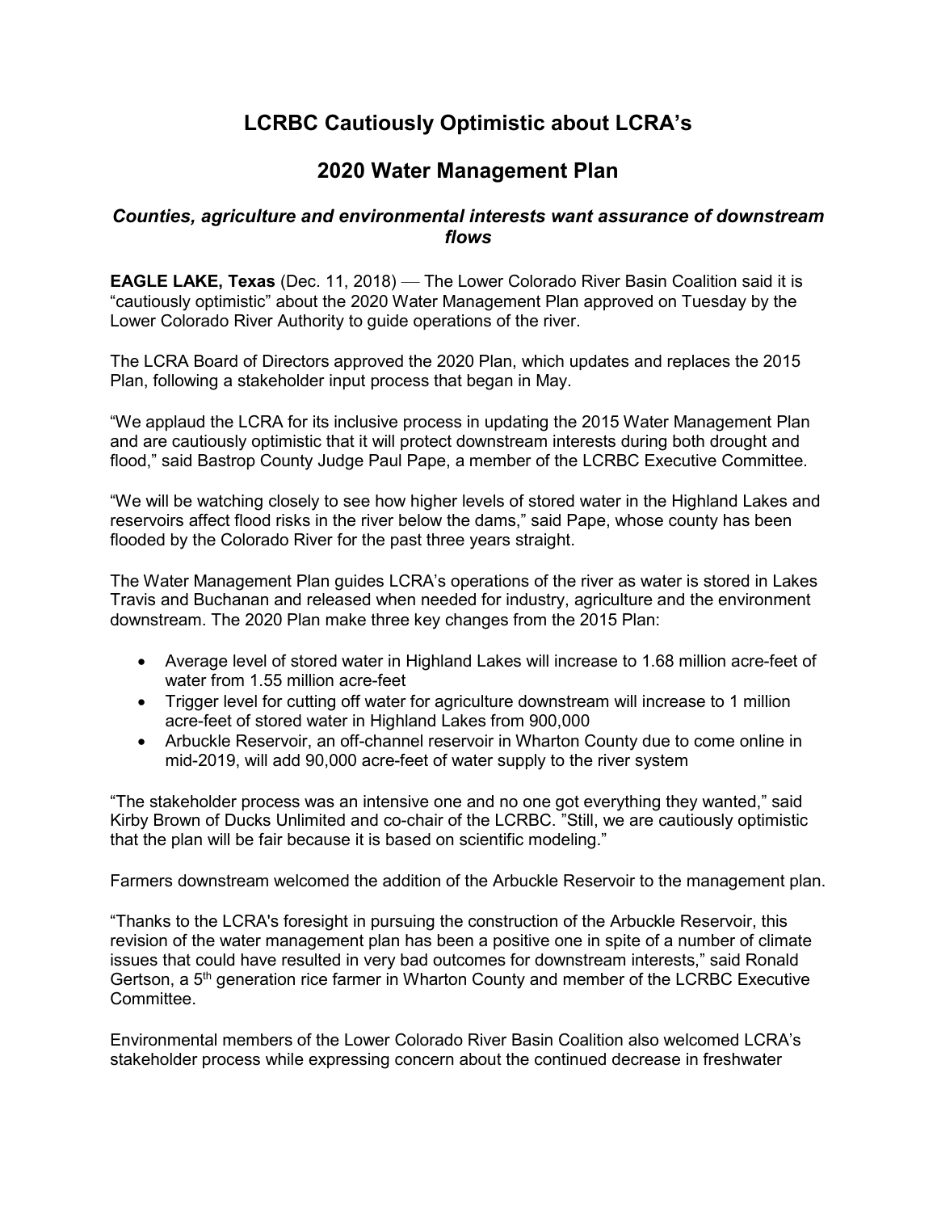# LCRBC Cautiously Optimistic about LCRA's

# 2020 Water Management Plan

### *Counties, agriculture and environmental interests want assurance of downstream flows*

**EAGLE LAKE, Texas** (Dec. 11, 2018) — The Lower Colorado River Basin Coalition said it is "cautiously optimistic" about the 2020 Water Management Plan approved on Tuesday by the Lower Colorado River Authority to guide operations of the river.

The LCRA Board of Directors approved the 2020 Plan, which updates and replaces the 2015 Plan, following a stakeholder input process that began in May.

"We applaud the LCRA for its inclusive process in updating the 2015 Water Management Plan and are cautiously optimistic that it will protect downstream interests during both drought and flood," said Bastrop County Judge Paul Pape, a member of the LCRBC Executive Committee.

"We will be watching closely to see how higher levels of stored water in the Highland Lakes and reservoirs affect flood risks in the river below the dams," said Pape, whose county has been flooded by the Colorado River for the past three years straight.

The Water Management Plan guides LCRA's operations of the river as water is stored in Lakes Travis and Buchanan and released when needed for industry, agriculture and the environment downstream. The 2020 Plan make three key changes from the 2015 Plan:

- Average level of stored water in Highland Lakes will increase to 1.68 million acre-feet of water from 1.55 million acre-feet
- Trigger level for cutting off water for agriculture downstream will increase to 1 million acre-feet of stored water in Highland Lakes from 900,000
- Arbuckle Reservoir, an off-channel reservoir in Wharton County due to come online in mid-2019, will add 90,000 acre-feet of water supply to the river system

"The stakeholder process was an intensive one and no one got everything they wanted," said Kirby Brown of Ducks Unlimited and co-chair of the LCRBC. "Still, we are cautiously optimistic that the plan will be fair because it is based on scientific modeling."

Farmers downstream welcomed the addition of the Arbuckle Reservoir to the management plan.

"Thanks to the LCRA's foresight in pursuing the construction of the Arbuckle Reservoir, this revision of the water management plan has been a positive one in spite of a number of climate issues that could have resulted in very bad outcomes for downstream interests," said Ronald Gertson, a 5th generation rice farmer in Wharton County and member of the LCRBC Executive Committee.

Environmental members of the Lower Colorado River Basin Coalition also welcomed LCRA's stakeholder process while expressing concern about the continued decrease in freshwater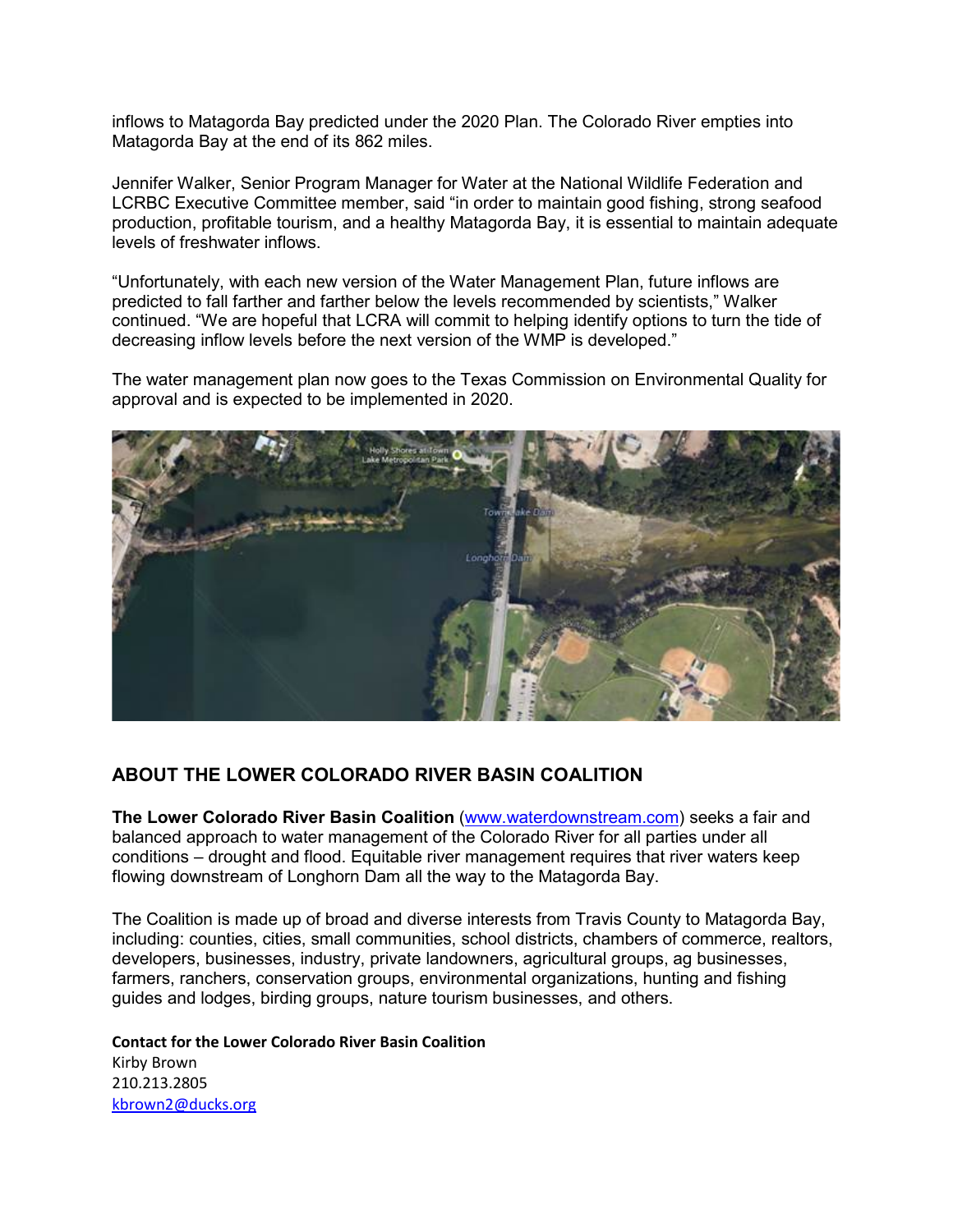inflows to Matagorda Bay predicted under the 2020 Plan. The Colorado River empties into Matagorda Bay at the end of its 862 miles.

Jennifer Walker, Senior Program Manager for Water at the National Wildlife Federation and LCRBC Executive Committee member, said “in order to maintain good fishing, strong seafood production, profitable tourism, and a healthy Matagorda Bay, it is essential to maintain adequate levels of freshwater inflows.

“Unfortunately, with each new version of the Water Management Plan, future inflows are predicted to fall farther and farther below the levels recommended by scientists,” Walker continued. “We are hopeful that LCRA will commit to helping identify options to turn the tide of decreasing inflow levels before the next version of the WMP is developed.”

The water management plan now goes to the Texas Commission on Environmental Quality for approval and is expected to be implemented in 2020.

## ABOUT THE LOWER COLORADO RIVER BASIN COALITION

**The Lower Colorado River Basin Coalition** (www.waterdownstream.com) seeks a fair and balanced approach to water management of the Colorado River for all parties under all conditions – drought and flood. Equitable river management requires that river waters keep flowing downstream of Longhorn Dam all the way to the Matagorda Bay.

The Coalition is made up of broad and diverse interests from Travis County to Matagorda Bay, including: counties, cities, small communities, school districts, chambers of commerce, realtors, developers, businesses, industry, private landowners, agricultural groups, ag businesses, farmers, ranchers, conservation groups, environmental organizations, hunting and fishing guides and lodges, birding groups, nature tourism businesses, and others.

**Contact for the Lower Colorado River Basin Coalition**
Kirby Brown
210.213.2805
kbrown2@ducks.org